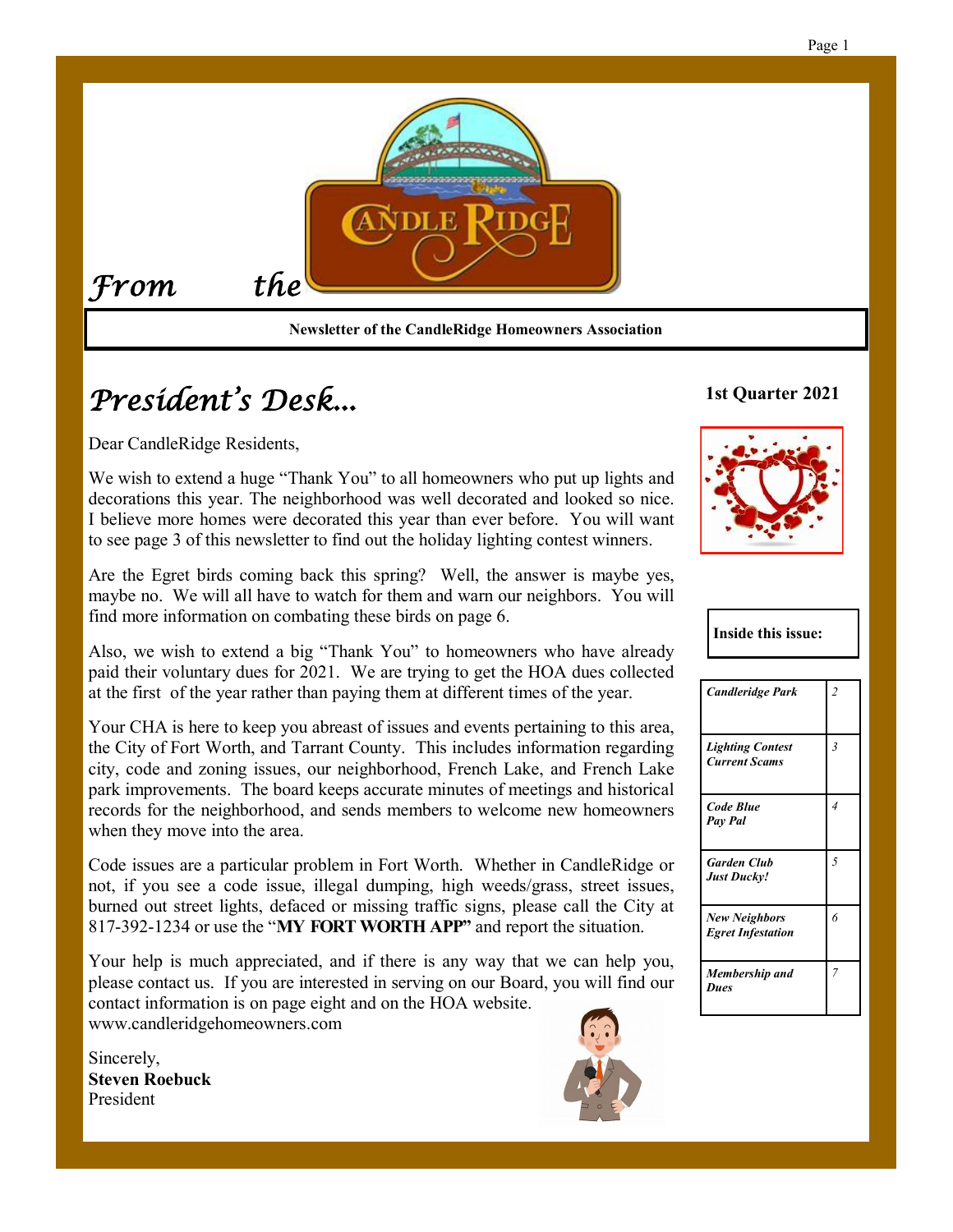# From the CandleRidge

**Newsletter of the CandleRidge Homeowners Association**

## President's Desk...

**1st Quarter 2021**

Dear CandleRidge Residents,

We wish to extend a huge "Thank You" to all homeowners who put up lights and decorations this year. The neighborhood was well decorated and looked so nice. I believe more homes were decorated this year than ever before. You will want to see page 3 of this newsletter to find out the holiday lighting contest winners.

Are the Egret birds coming back this spring? Well, the answer is maybe yes, maybe no. We will all have to watch for them and warn our neighbors. You will find more information on combating these birds on page 6.

Also, we wish to extend a big "Thank You" to homeowners who have already paid their voluntary dues for 2021. We are trying to get the HOA dues collected at the first of the year rather than paying them at different times of the year.

Your CHA is here to keep you abreast of issues and events pertaining to this area, the City of Fort Worth, and Tarrant County. This includes information regarding city, code and zoning issues, our neighborhood, French Lake, and French Lake park improvements. The board keeps accurate minutes of meetings and historical records for the neighborhood, and sends members to welcome new homeowners when they move into the area.

Code issues are a particular problem in Fort Worth. Whether in CandleRidge or not, if you see a code issue, illegal dumping, high weeds/grass, street issues, burned out street lights, defaced or missing traffic signs, please call the City at 817-392-1234 or use the "**MY FORT WORTH APP"** and report the situation.

Your help is much appreciated, and if there is any way that we can help you, please contact us. If you are interested in serving on our Board, you will find our contact information is on page eight and on the HOA website. www.candleridgehomeowners.com

Sincerely,
**Steven Roebuck**
President

**Inside this issue:**

| | |
|---|---|
| *Candleridge Park* | 2 |
| *Lighting Contest* *Current Scams* | 3 |
| *Code Blue* *Pay Pal* | 4 |
| *Garden Club* *Just Ducky!* | 5 |
| *New Neighbors* *Egret Infestation* | 6 |
| *Membership and Dues* | 7 |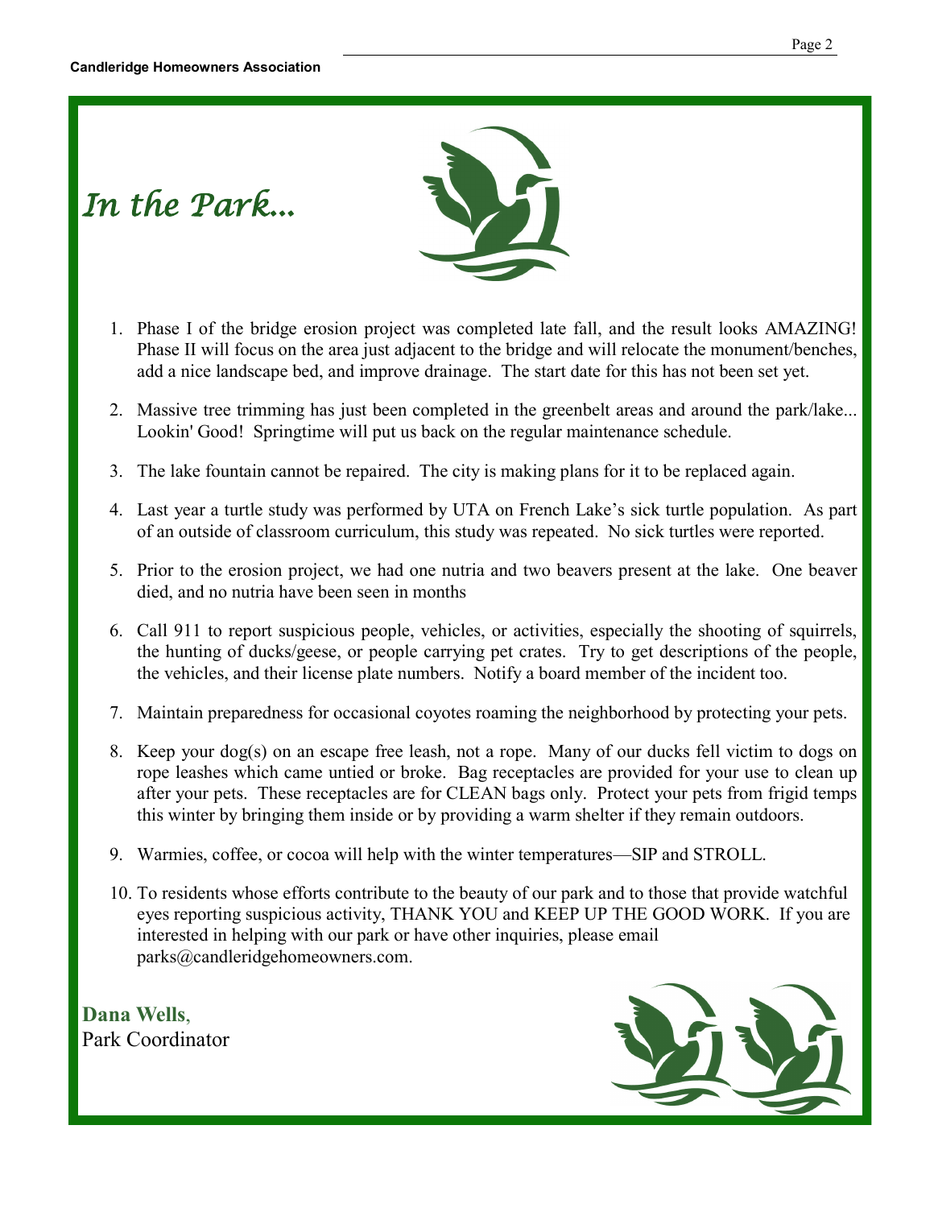# *In the Park...*

1. Phase I of the bridge erosion project was completed late fall, and the result looks AMAZING! Phase II will focus on the area just adjacent to the bridge and will relocate the monument/benches, add a nice landscape bed, and improve drainage. The start date for this has not been set yet.

2. Massive tree trimming has just been completed in the greenbelt areas and around the park/lake... Lookin' Good! Springtime will put us back on the regular maintenance schedule.

3. The lake fountain cannot be repaired. The city is making plans for it to be replaced again.

4. Last year a turtle study was performed by UTA on French Lake's sick turtle population. As part of an outside of classroom curriculum, this study was repeated. No sick turtles were reported.

5. Prior to the erosion project, we had one nutria and two beavers present at the lake. One beaver died, and no nutria have been seen in months

6. Call 911 to report suspicious people, vehicles, or activities, especially the shooting of squirrels, the hunting of ducks/geese, or people carrying pet crates. Try to get descriptions of the people, the vehicles, and their license plate numbers. Notify a board member of the incident too.

7. Maintain preparedness for occasional coyotes roaming the neighborhood by protecting your pets.

8. Keep your dog(s) on an escape free leash, not a rope. Many of our ducks fell victim to dogs on rope leashes which came untied or broke. Bag receptacles are provided for your use to clean up after your pets. These receptacles are for CLEAN bags only. Protect your pets from frigid temps this winter by bringing them inside or by providing a warm shelter if they remain outdoors.

9. Warmies, coffee, or cocoa will help with the winter temperatures—SIP and STROLL.

10. To residents whose efforts contribute to the beauty of our park and to those that provide watchful eyes reporting suspicious activity, THANK YOU and KEEP UP THE GOOD WORK. If you are interested in helping with our park or have other inquiries, please email parks@candleridgehomeowners.com.

**Dana Wells**,
Park Coordinator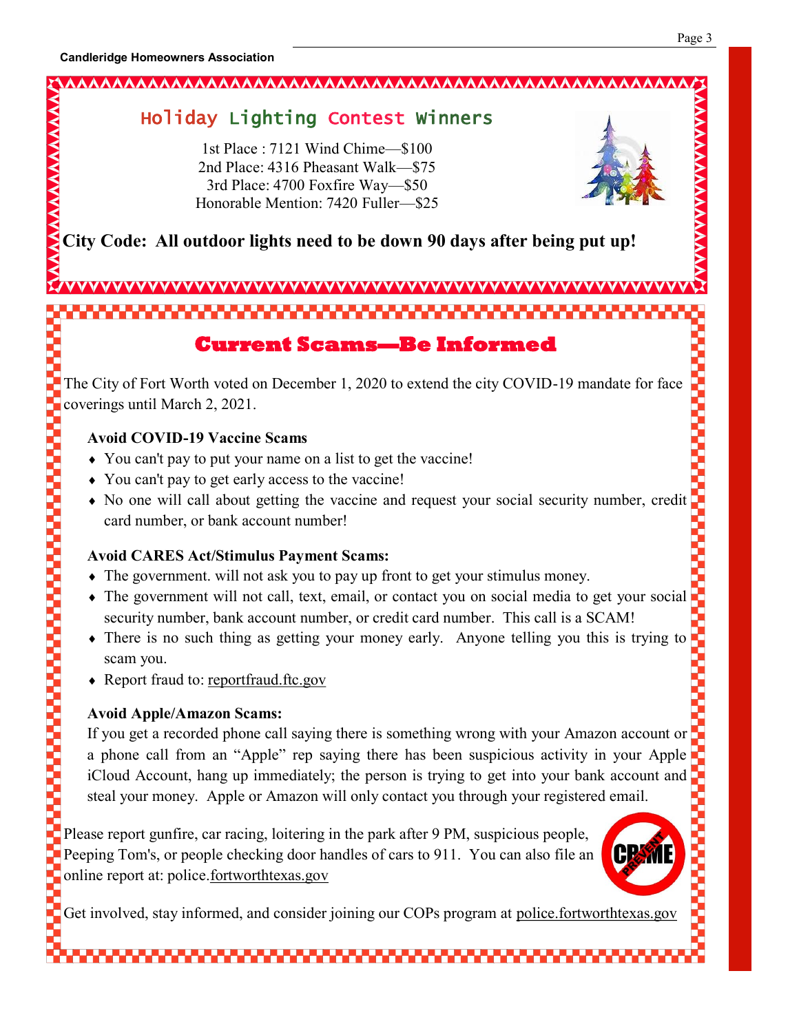## Holiday Lighting Contest Winners

1st Place : 7121 Wind Chime—$100
2nd Place: 4316 Pheasant Walk—$75
3rd Place: 4700 Foxfire Way—$50
Honorable Mention: 7420 Fuller—$25

**City Code: All outdoor lights need to be down 90 days after being put up!**

## Current Scams—Be Informed

The City of Fort Worth voted on December 1, 2020 to extend the city COVID-19 mandate for face coverings until March 2, 2021.

**Avoid COVID-19 Vaccine Scams**

- You can't pay to put your name on a list to get the vaccine!
- You can't pay to get early access to the vaccine!
- No one will call about getting the vaccine and request your social security number, credit card number, or bank account number!

**Avoid CARES Act/Stimulus Payment Scams:**

- The government. will not ask you to pay up front to get your stimulus money.
- The government will not call, text, email, or contact you on social media to get your social security number, bank account number, or credit card number. This call is a SCAM!
- There is no such thing as getting your money early. Anyone telling you this is trying to scam you.
- Report fraud to: reportfraud.ftc.gov

**Avoid Apple/Amazon Scams:**

If you get a recorded phone call saying there is something wrong with your Amazon account or a phone call from an "Apple" rep saying there has been suspicious activity in your Apple iCloud Account, hang up immediately; the person is trying to get into your bank account and steal your money. Apple or Amazon will only contact you through your registered email.

Please report gunfire, car racing, loitering in the park after 9 PM, suspicious people, Peeping Tom's, or people checking door handles of cars to 911. You can also file an online report at: police.fortworthtexas.gov

Get involved, stay informed, and consider joining our COPs program at police.fortworthtexas.gov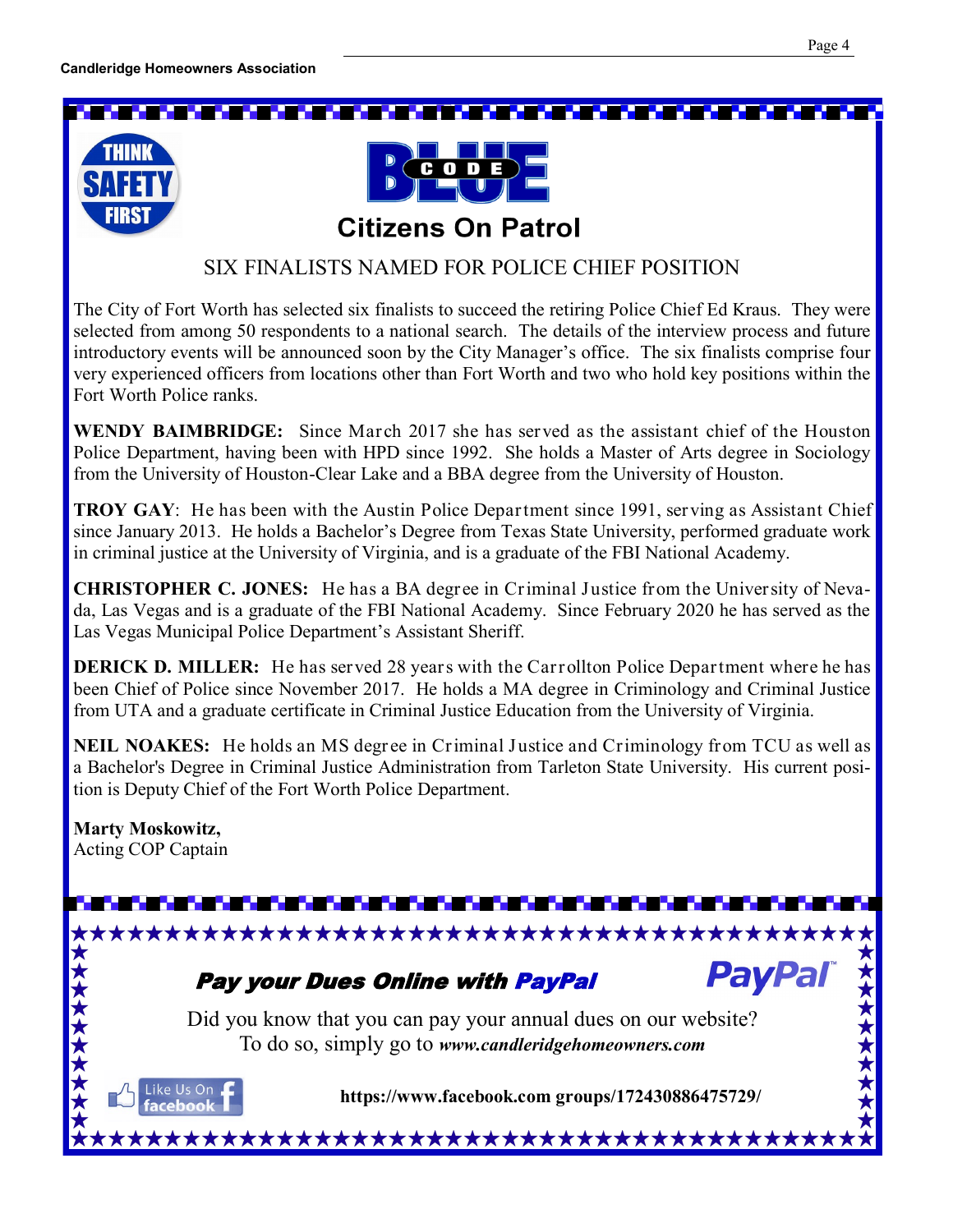THINK SAFETY FIRST

# CODE BLUE

## Citizens On Patrol

### SIX FINALISTS NAMED FOR POLICE CHIEF POSITION

The City of Fort Worth has selected six finalists to succeed the retiring Police Chief Ed Kraus. They were selected from among 50 respondents to a national search. The details of the interview process and future introductory events will be announced soon by the City Manager's office. The six finalists comprise four very experienced officers from locations other than Fort Worth and two who hold key positions within the Fort Worth Police ranks.

**WENDY BAIMBRIDGE:** Since March 2017 she has served as the assistant chief of the Houston Police Department, having been with HPD since 1992. She holds a Master of Arts degree in Sociology from the University of Houston-Clear Lake and a BBA degree from the University of Houston.

**TROY GAY**: He has been with the Austin Police Department since 1991, serving as Assistant Chief since January 2013. He holds a Bachelor's Degree from Texas State University, performed graduate work in criminal justice at the University of Virginia, and is a graduate of the FBI National Academy.

**CHRISTOPHER C. JONES:** He has a BA degree in Criminal Justice from the University of Nevada, Las Vegas and is a graduate of the FBI National Academy. Since February 2020 he has served as the Las Vegas Municipal Police Department's Assistant Sheriff.

**DERICK D. MILLER:** He has served 28 years with the Carrollton Police Department where he has been Chief of Police since November 2017. He holds a MA degree in Criminology and Criminal Justice from UTA and a graduate certificate in Criminal Justice Education from the University of Virginia.

**NEIL NOAKES:** He holds an MS degree in Criminal Justice and Criminology from TCU as well as a Bachelor's Degree in Criminal Justice Administration from Tarleton State University. His current position is Deputy Chief of the Fort Worth Police Department.

**Marty Moskowitz,**
Acting COP Captain

---

***Pay your Dues Online with PayPal***

PayPal

Did you know that you can pay your annual dues on our website?
To do so, simply go to ***www.candleridgehomeowners.com***

Like Us On facebook

**https://www.facebook.com groups/172430886475729/**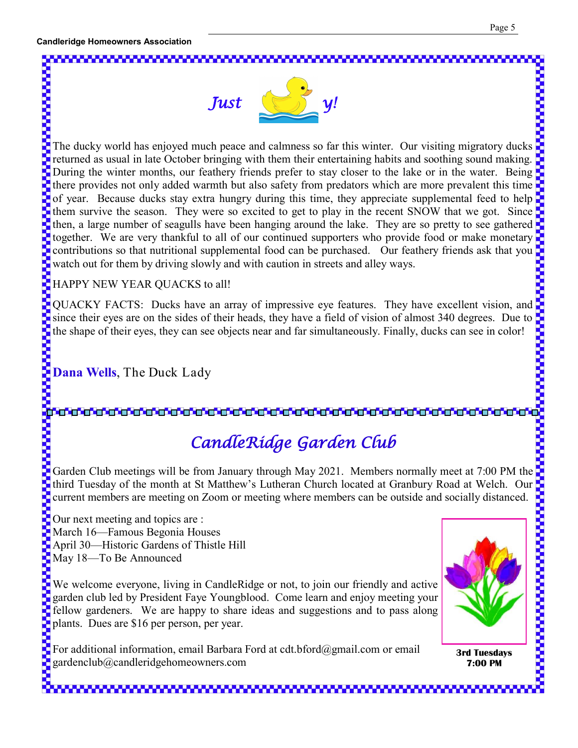## *Just y!*

The ducky world has enjoyed much peace and calmness so far this winter. Our visiting migratory ducks returned as usual in late October bringing with them their entertaining habits and soothing sound making. During the winter months, our feathery friends prefer to stay closer to the lake or in the water. Being there provides not only added warmth but also safety from predators which are more prevalent this time of year. Because ducks stay extra hungry during this time, they appreciate supplemental feed to help them survive the season. They were so excited to get to play in the recent SNOW that we got. Since then, a large number of seagulls have been hanging around the lake. They are so pretty to see gathered together. We are very thankful to all of our continued supporters who provide food or make monetary contributions so that nutritional supplemental food can be purchased. Our feathery friends ask that you watch out for them by driving slowly and with caution in streets and alley ways.

HAPPY NEW YEAR QUACKS to all!

QUACKY FACTS: Ducks have an array of impressive eye features. They have excellent vision, and since their eyes are on the sides of their heads, they have a field of vision of almost 340 degrees. Due to the shape of their eyes, they can see objects near and far simultaneously. Finally, ducks can see in color!

**Dana Wells**, The Duck Lady

## *CandleRidge Garden Club*

Garden Club meetings will be from January through May 2021. Members normally meet at 7:00 PM the third Tuesday of the month at St Matthew's Lutheran Church located at Granbury Road at Welch. Our current members are meeting on Zoom or meeting where members can be outside and socially distanced.

Our next meeting and topics are :
March 16—Famous Begonia Houses
April 30—Historic Gardens of Thistle Hill
May 18—To Be Announced

We welcome everyone, living in CandleRidge or not, to join our friendly and active garden club led by President Faye Youngblood. Come learn and enjoy meeting your fellow gardeners. We are happy to share ideas and suggestions and to pass along plants. Dues are $16 per person, per year.

For additional information, email Barbara Ford at cdt.bford@gmail.com or email gardenclub@candleridgehomeowners.com

**3rd Tuesdays**
**7:00 PM**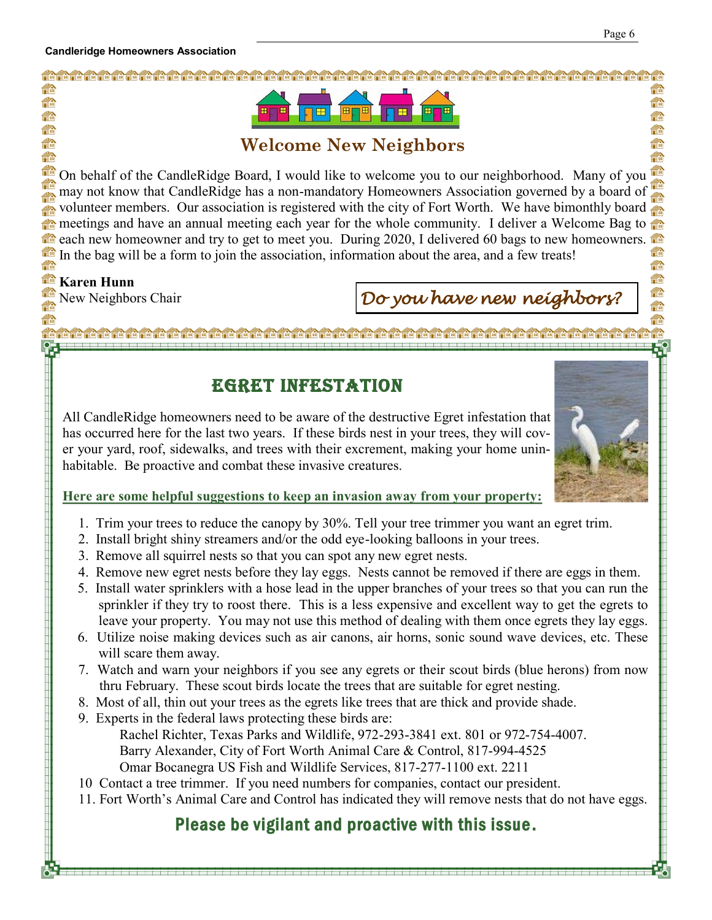## Welcome New Neighbors

On behalf of the CandleRidge Board, I would like to welcome you to our neighborhood. Many of you may not know that CandleRidge has a non-mandatory Homeowners Association governed by a board of volunteer members. Our association is registered with the city of Fort Worth. We have bimonthly board meetings and have an annual meeting each year for the whole community. I deliver a Welcome Bag to each new homeowner and try to get to meet you. During 2020, I delivered 60 bags to new homeowners. In the bag will be a form to join the association, information about the area, and a few treats!

**Karen Hunn**
New Neighbors Chair

*Do you have new neighbors?*

## EGRET INFESTATION

All CandleRidge homeowners need to be aware of the destructive Egret infestation that has occurred here for the last two years. If these birds nest in your trees, they will cover your yard, roof, sidewalks, and trees with their excrement, making your home uninhabitable. Be proactive and combat these invasive creatures.

**Here are some helpful suggestions to keep an invasion away from your property:**

1. Trim your trees to reduce the canopy by 30%. Tell your tree trimmer you want an egret trim.
2. Install bright shiny streamers and/or the odd eye-looking balloons in your trees.
3. Remove all squirrel nests so that you can spot any new egret nests.
4. Remove new egret nests before they lay eggs. Nests cannot be removed if there are eggs in them.
5. Install water sprinklers with a hose lead in the upper branches of your trees so that you can run the sprinkler if they try to roost there. This is a less expensive and excellent way to get the egrets to leave your property. You may not use this method of dealing with them once egrets they lay eggs.
6. Utilize noise making devices such as air canons, air horns, sonic sound wave devices, etc. These will scare them away.
7. Watch and warn your neighbors if you see any egrets or their scout birds (blue herons) from now thru February. These scout birds locate the trees that are suitable for egret nesting.
8. Most of all, thin out your trees as the egrets like trees that are thick and provide shade.
9. Experts in the federal laws protecting these birds are:
   Rachel Richter, Texas Parks and Wildlife, 972-293-3841 ext. 801 or 972-754-4007.
   Barry Alexander, City of Fort Worth Animal Care & Control, 817-994-4525
   Omar Bocanegra US Fish and Wildlife Services, 817-277-1100 ext. 2211
10. Contact a tree trimmer. If you need numbers for companies, contact our president.
11. Fort Worth's Animal Care and Control has indicated they will remove nests that do not have eggs.

**Please be vigilant and proactive with this issue.**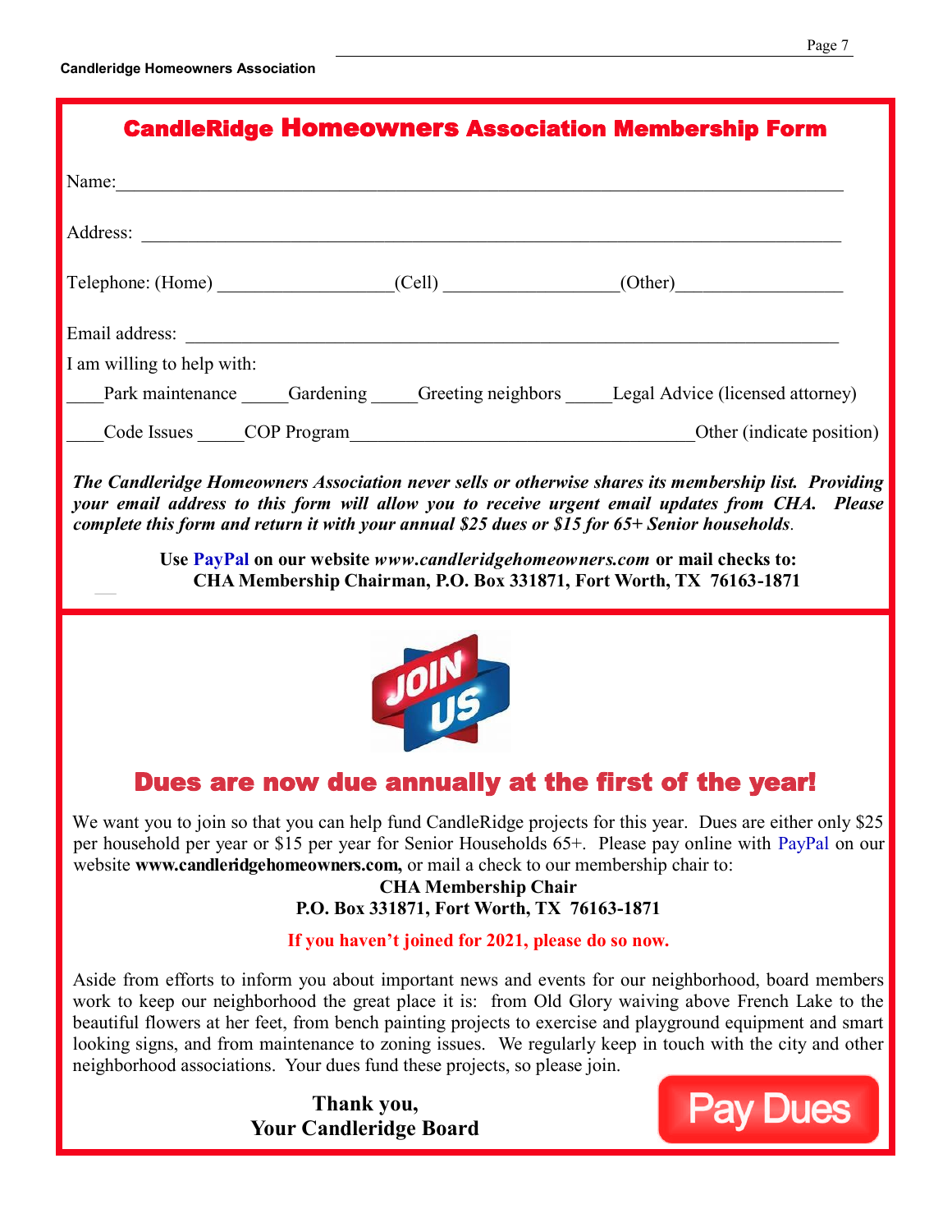## CandleRidge Homeowners Association Membership Form

Name:\_\_\_\_\_\_\_\_\_\_\_\_\_\_\_\_\_\_\_\_\_\_\_\_\_\_\_\_\_\_\_\_\_\_\_\_\_\_\_\_\_\_\_\_\_\_\_\_\_\_\_\_\_\_\_\_\_\_\_\_\_\_\_\_\_\_\_\_\_\_\_\_

Address: \_\_\_\_\_\_\_\_\_\_\_\_\_\_\_\_\_\_\_\_\_\_\_\_\_\_\_\_\_\_\_\_\_\_\_\_\_\_\_\_\_\_\_\_\_\_\_\_\_\_\_\_\_\_\_\_\_\_\_\_\_\_\_\_\_\_\_\_

Telephone: (Home) \_\_\_\_\_\_\_\_\_\_\_\_\_\_\_\_\_\_(Cell) \_\_\_\_\_\_\_\_\_\_\_\_\_\_\_\_\_\_(Other)\_\_\_\_\_\_\_\_\_\_\_\_\_\_\_\_\_\_

Email address: \_\_\_\_\_\_\_\_\_\_\_\_\_\_\_\_\_\_\_\_\_\_\_\_\_\_\_\_\_\_\_\_\_\_\_\_\_\_\_\_\_\_\_\_\_\_\_\_\_\_\_\_\_\_\_\_\_\_\_\_\_\_\_

I am willing to help with:

\_\_\_\_Park maintenance \_\_\_\_\_Gardening \_\_\_\_\_Greeting neighbors \_\_\_\_\_Legal Advice (licensed attorney)

\_\_\_\_Code Issues \_\_\_\_\_COP Program\_\_\_\_\_\_\_\_\_\_\_\_\_\_\_\_\_\_\_\_\_\_\_\_\_\_\_\_\_\_\_\_\_\_\_\_\_Other (indicate position)

***The Candleridge Homeowners Association never sells or otherwise shares its membership list. Providing your email address to this form will allow you to receive urgent email updates from CHA. Please complete this form and return it with your annual $25 dues or $15 for 65+ Senior households.***

**Use PayPal on our website *www.candleridgehomeowners.com* or mail checks to:**
**CHA Membership Chairman, P.O. Box 331871, Fort Worth, TX 76163-1871**

## Dues are now due annually at the first of the year!

We want you to join so that you can help fund CandleRidge projects for this year. Dues are either only $25 per household per year or $15 per year for Senior Households 65+. Please pay online with PayPal on our website **www.candleridgehomeowners.com,** or mail a check to our membership chair to:

**CHA Membership Chair**
**P.O. Box 331871, Fort Worth, TX 76163-1871**

**If you haven't joined for 2021, please do so now.**

Aside from efforts to inform you about important news and events for our neighborhood, board members work to keep our neighborhood the great place it is: from Old Glory waiving above French Lake to the beautiful flowers at her feet, from bench painting projects to exercise and playground equipment and smart looking signs, and from maintenance to zoning issues. We regularly keep in touch with the city and other neighborhood associations. Your dues fund these projects, so please join.

**Thank you,**
**Your Candleridge Board**

Pay Dues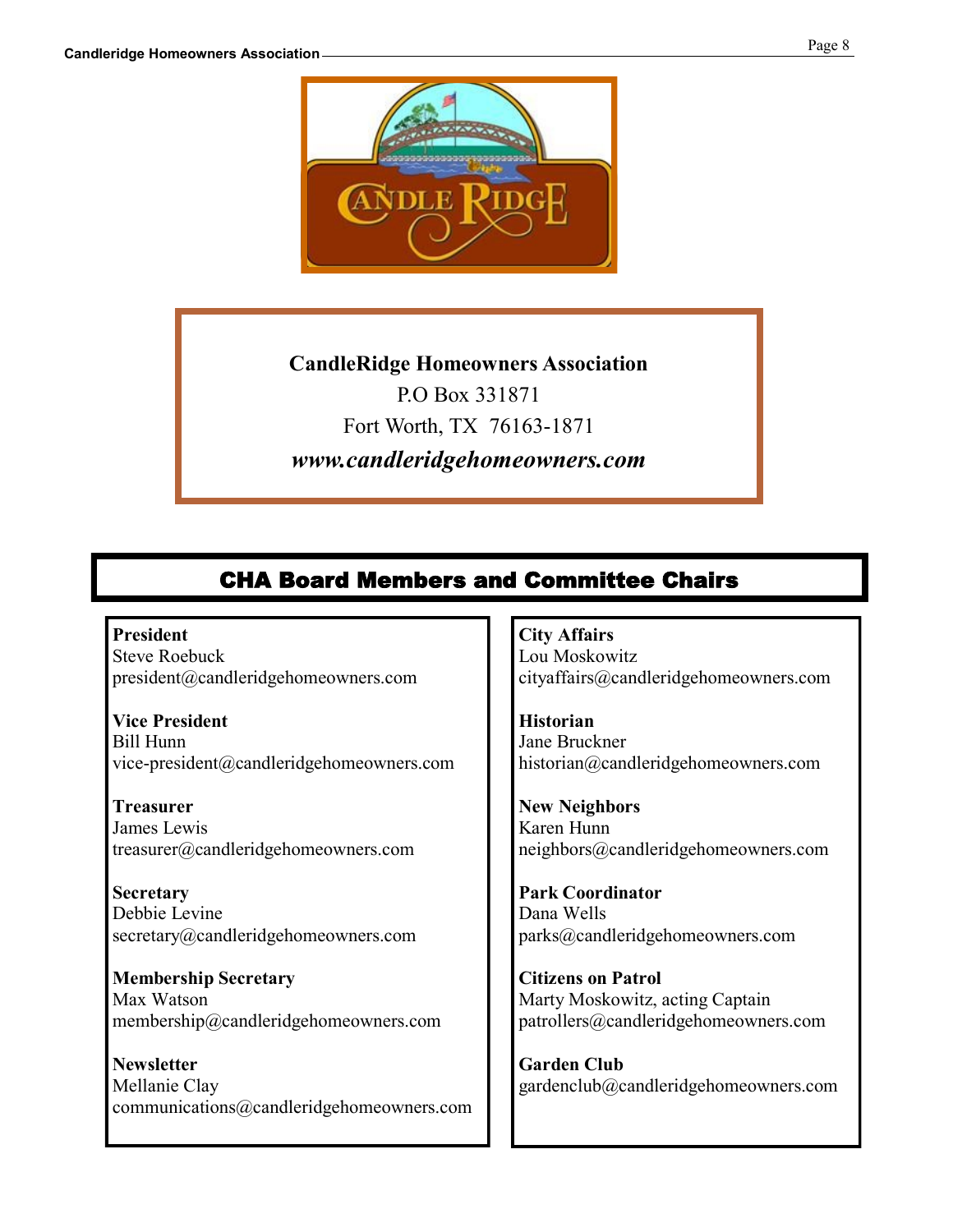**CandleRidge Homeowners Association**
P.O Box 331871
Fort Worth, TX 76163-1871
***www.candleridgehomeowners.com***

## CHA Board Members and Committee Chairs

**President**
Steve Roebuck
president@candleridgehomeowners.com

**Vice President**
Bill Hunn
vice-president@candleridgehomeowners.com

**Treasurer**
James Lewis
treasurer@candleridgehomeowners.com

**Secretary**
Debbie Levine
secretary@candleridgehomeowners.com

**Membership Secretary**
Max Watson
membership@candleridgehomeowners.com

**Newsletter**
Mellanie Clay
communications@candleridgehomeowners.com

**City Affairs**
Lou Moskowitz
cityaffairs@candleridgehomeowners.com

**Historian**
Jane Bruckner
historian@candleridgehomeowners.com

**New Neighbors**
Karen Hunn
neighbors@candleridgehomeowners.com

**Park Coordinator**
Dana Wells
parks@candleridgehomeowners.com

**Citizens on Patrol**
Marty Moskowitz, acting Captain
patrollers@candleridgehomeowners.com

**Garden Club**
gardenclub@candleridgehomeowners.com